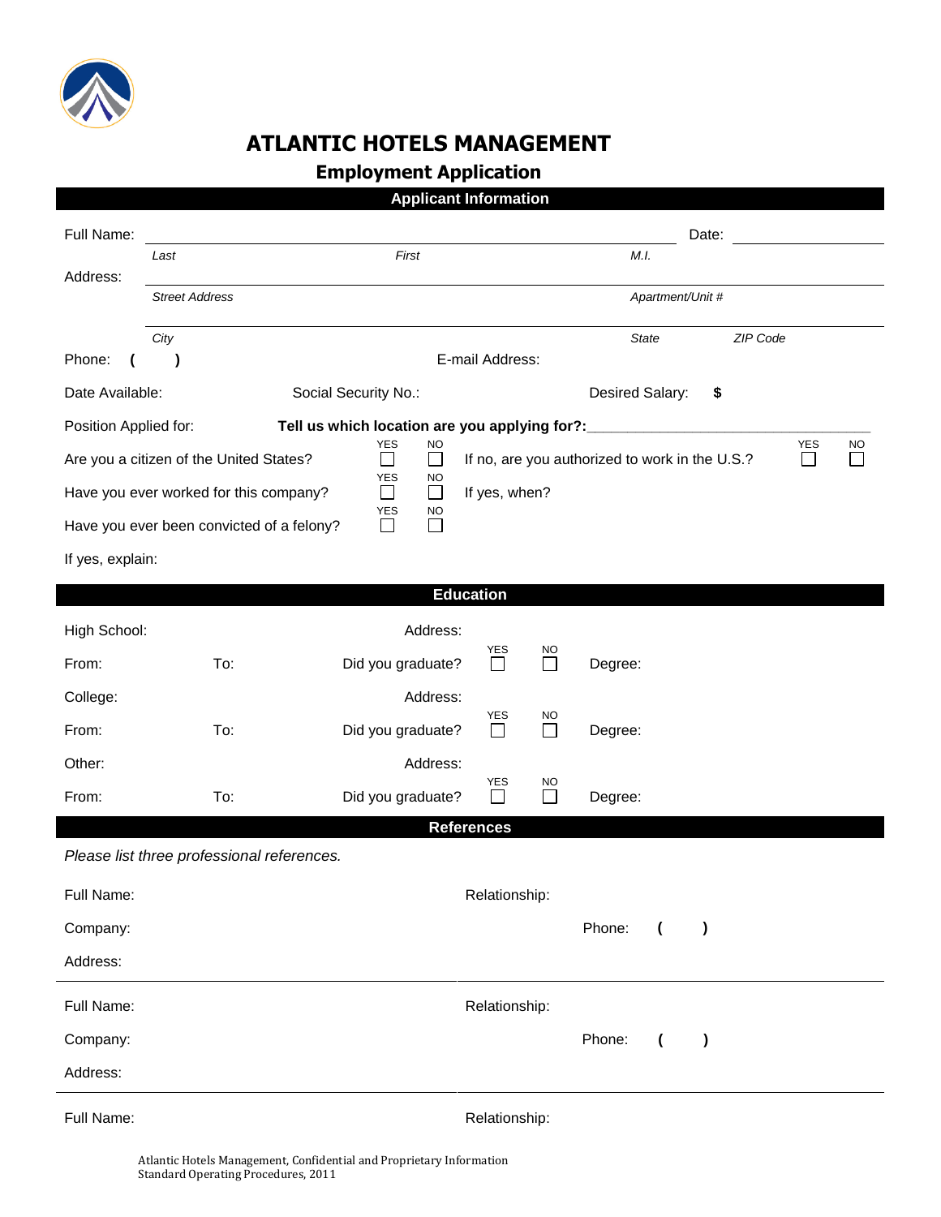# ATLANTIC HOTELS MANAGEMENT

## Employment Application

### Applicant Information

Full Name: ______________________________________________ Date: ____________

*Last* *First* *M.I.*

Address: ______________________________________________

*Street Address* *Apartment/Unit #*

______________________________________________

*City* *State* *ZIP Code*

Phone: ( ) E-mail Address:

Date Available: Social Security No.: Desired Salary: $

Position Applied for: **Tell us which location are you applying for?:**_______________________________

Are you a citizen of the United States? YES ☐ NO ☐ If no, are you authorized to work in the U.S.? YES ☐ NO ☐

Have you ever worked for this company? YES ☐ NO ☐ If yes, when?

Have you ever been convicted of a felony? YES ☐ NO ☐

If yes, explain:

### Education

High School: Address:

From: To: Did you graduate? YES ☐ NO ☐ Degree:

College: Address:

From: To: Did you graduate? YES ☐ NO ☐ Degree:

Other: Address:

From: To: Did you graduate? YES ☐ NO ☐ Degree:

### References

*Please list three professional references.*

Full Name: Relationship:

Company: Phone: ( )

Address:

---

Full Name: Relationship:

Company: Phone: ( )

Address:

---

Full Name: Relationship:

Atlantic Hotels Management, Confidential and Proprietary Information
Standard Operating Procedures, 2011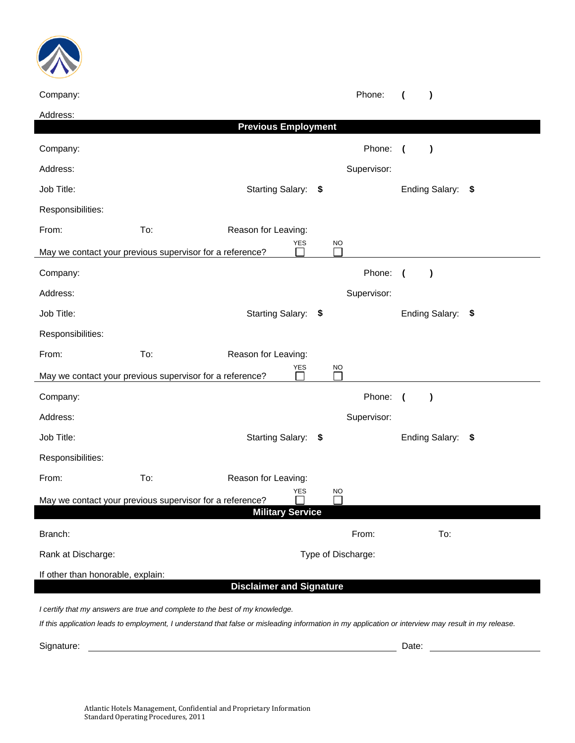Company: Phone: ( )

Address:

## Previous Employment

Company: Phone: ( )

Address: Supervisor:

Job Title: Starting Salary: $ Ending Salary: $

Responsibilities:

From: To: Reason for Leaving:

May we contact your previous supervisor for a reference? YES ☐ NO ☐

---

Company: Phone: ( )

Address: Supervisor:

Job Title: Starting Salary: $ Ending Salary: $

Responsibilities:

From: To: Reason for Leaving:

May we contact your previous supervisor for a reference? YES ☐ NO ☐

---

Company: Phone: ( )

Address: Supervisor:

Job Title: Starting Salary: $ Ending Salary: $

Responsibilities:

From: To: Reason for Leaving:

May we contact your previous supervisor for a reference? YES ☐ NO ☐

## Military Service

Branch: From: To:

Rank at Discharge: Type of Discharge:

If other than honorable, explain:

## Disclaimer and Signature

*I certify that my answers are true and complete to the best of my knowledge.*

*If this application leads to employment, I understand that false or misleading information in my application or interview may result in my release.*

Signature: ______________________________ Date: ______________

Atlantic Hotels Management, Confidential and Proprietary Information
Standard Operating Procedures, 2011